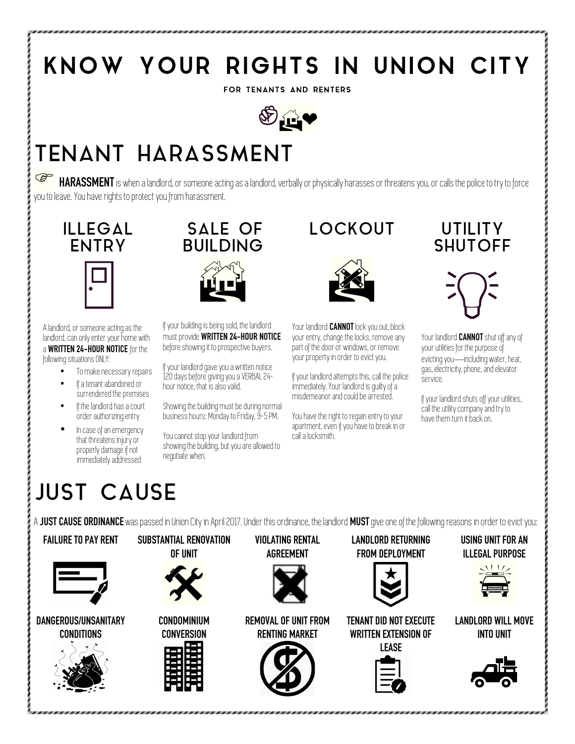# KNOW YOUR RIGHTS IN UNION CITY

FOR TENANTS AND RENTERS

## TENANT HARASSMENT

☞ **HARASSMENT** is when a landlord, or someone acting as a landlord, verbally or physically harasses or threatens you, or calls the police to try to force you to leave. You have rights to protect you from harassment.

### ILLEGAL ENTRY

A landlord, or someone acting as the landlord, can only enter your home with a **WRITTEN 24-HOUR NOTICE** for the following situations ONLY:

- To make necessary repairs
- If a tenant abandoned or surrendered the premises
- If the landlord has a court order authorizing entry
- In case of an emergency that threatens injury or properly damage if not immediately addressed

### SALE OF BUILDING

If your building is being sold, the landlord must provide **WRITTEN 24-HOUR NOTICE** before showing it to prospective buyers.

If your landlord gave you a written notice 120 days before giving you a VERBAL 24-hour notice, that is also valid.

Showing the building must be during normal business hours: Monday to Friday, 9-5 PM.

You cannot stop your landlord from showing the building, but you are allowed to negotiate when.

### LOCKOUT

Your landlord **CANNOT** lock you out, block your entry, change the locks, remove any part of the door or windows, or remove your property in order to evict you.

If your landlord attempts this, call the police immediately. Your landlord is guilty of a misdemeanor and could be arrested.

You have the right to regain entry to your apartment, even if you have to break in or call a locksmith.

### UTILITY SHUTOFF

Your landlord **CANNOT** shut off any of your utilities for the purpose of evicting you—including water, heat, gas, electricity, phone, and elevator service.

If your landlord shuts off your utilities, call the utility company and try to have them turn it back on.

## JUST CAUSE

A **JUST CAUSE ORDINANCE** was passed in Union City in April 2017. Under this ordinance, the landlord **MUST** give one of the following reasons in order to evict you:

- **FAILURE TO PAY RENT**
- **SUBSTANTIAL RENOVATION OF UNIT**
- **VIOLATING RENTAL AGREEMENT**
- **LANDLORD RETURNING FROM DEPLOYMENT**
- **USING UNIT FOR AN ILLEGAL PURPOSE**
- **DANGEROUS/UNSANITARY CONDITIONS**
- **CONDOMINIUM CONVERSION**
- **REMOVAL OF UNIT FROM RENTING MARKET**
- **TENANT DID NOT EXECUTE WRITTEN EXTENSION OF LEASE**
- **LANDLORD WILL MOVE INTO UNIT**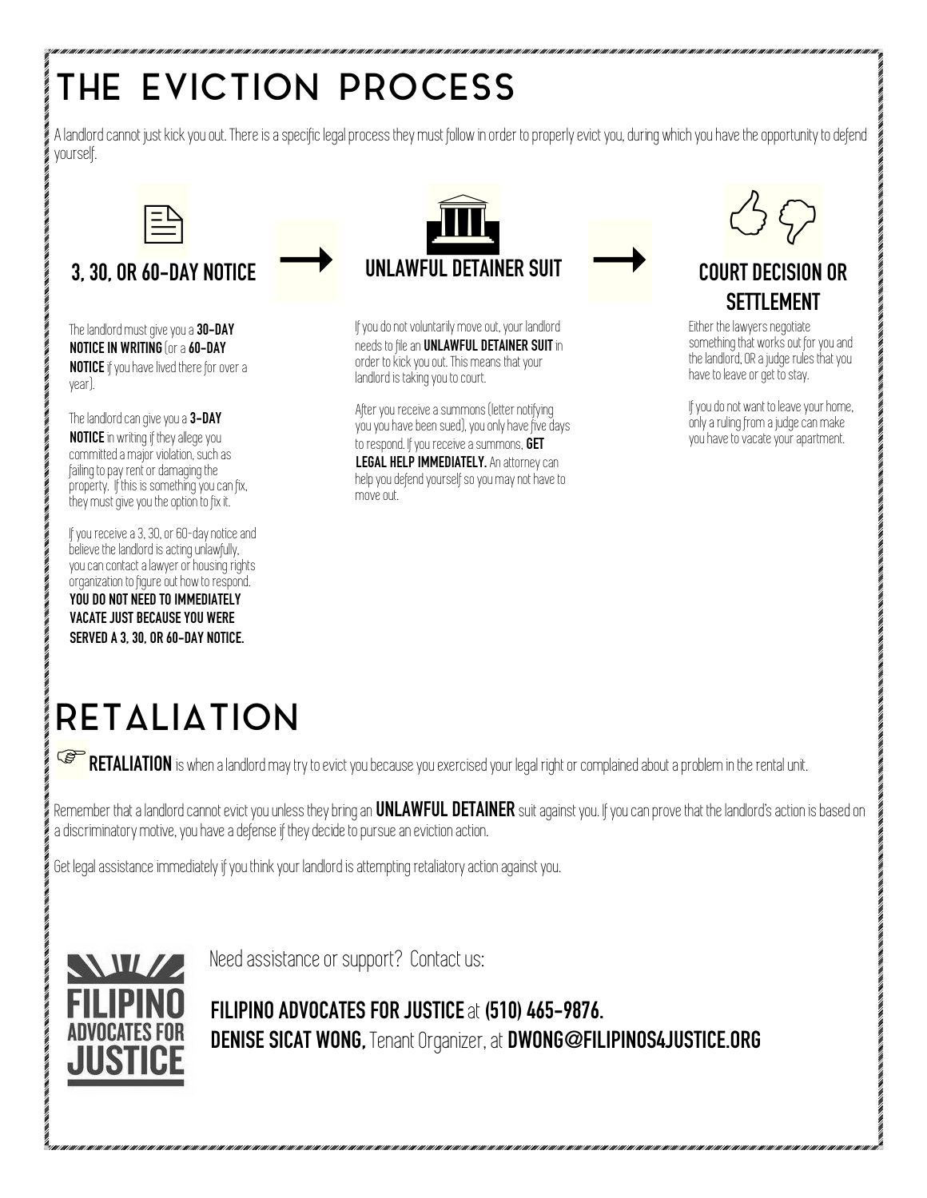# THE EVICTION PROCESS

A landlord cannot just kick you out. There is a specific legal process they must follow in order to properly evict you, during which you have the opportunity to defend yourself.

### 3, 30, OR 60-DAY NOTICE

The landlord must give you a **30-DAY NOTICE IN WRITING** (or a **60-DAY NOTICE** if you have lived there for over a year).

The landlord can give you a **3-DAY NOTICE** in writing if they allege you committed a major violation, such as failing to pay rent or damaging the property. If this is something you can fix, they must give you the option to fix it.

If you receive a 3, 30, or 60-day notice and believe the landlord is acting unlawfully, you can contact a lawyer or housing rights organization to figure out how to respond. **YOU DO NOT NEED TO IMMEDIATELY VACATE JUST BECAUSE YOU WERE SERVED A 3, 30, OR 60-DAY NOTICE.**

→

### UNLAWFUL DETAINER SUIT

If you do not voluntarily move out, your landlord needs to file an **UNLAWFUL DETAINER SUIT** in order to kick you out. This means that your landlord is taking you to court.

After you receive a summons (letter notifying you you have been sued), you only have five days to respond. If you receive a summons, **GET LEGAL HELP IMMEDIATELY.** An attorney can help you defend yourself so you may not have to move out.

→

### COURT DECISION OR SETTLEMENT

Either the lawyers negotiate something that works out for you and the landlord, OR a judge rules that you have to leave or get to stay.

If you do not want to leave your home, only a ruling from a judge can make you have to vacate your apartment.

# RETALIATION

☞ **RETALIATION** is when a landlord may try to evict you because you exercised your legal right or complained about a problem in the rental unit.

Remember that a landlord cannot evict you unless they bring an **UNLAWFUL DETAINER** suit against you. If you can prove that the landlord's action is based on a discriminatory motive, you have a defense if they decide to pursue an eviction action.

Get legal assistance immediately if you think your landlord is attempting retaliatory action against you.

FILIPINO ADVOCATES FOR JUSTICE

Need assistance or support? Contact us:

**FILIPINO ADVOCATES FOR JUSTICE** at **(510) 465-9876.**
**DENISE SICAT WONG,** Tenant Organizer, at **DWONG@FILIPINOS4JUSTICE.ORG**